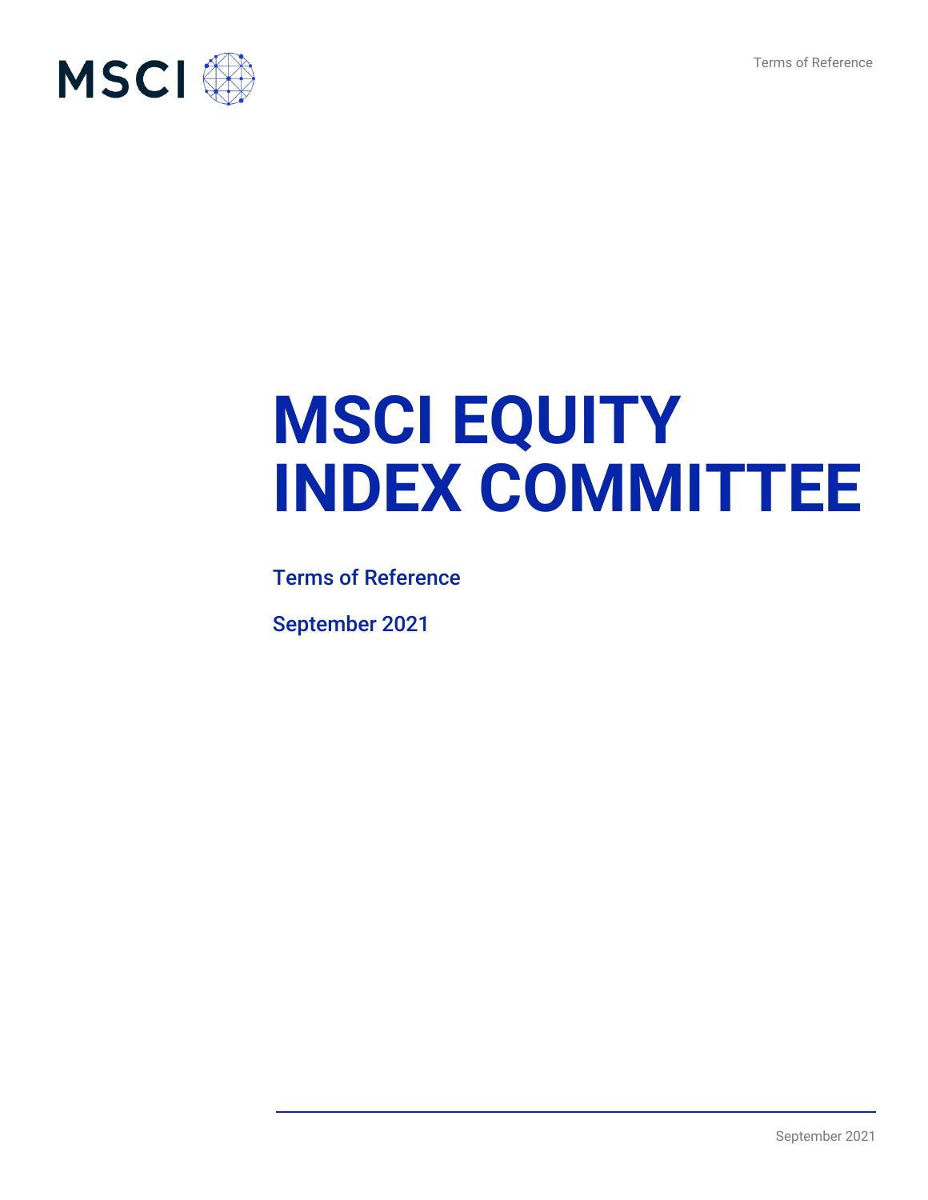# MSCI EQUITY INDEX COMMITTEE

Terms of Reference

September 2021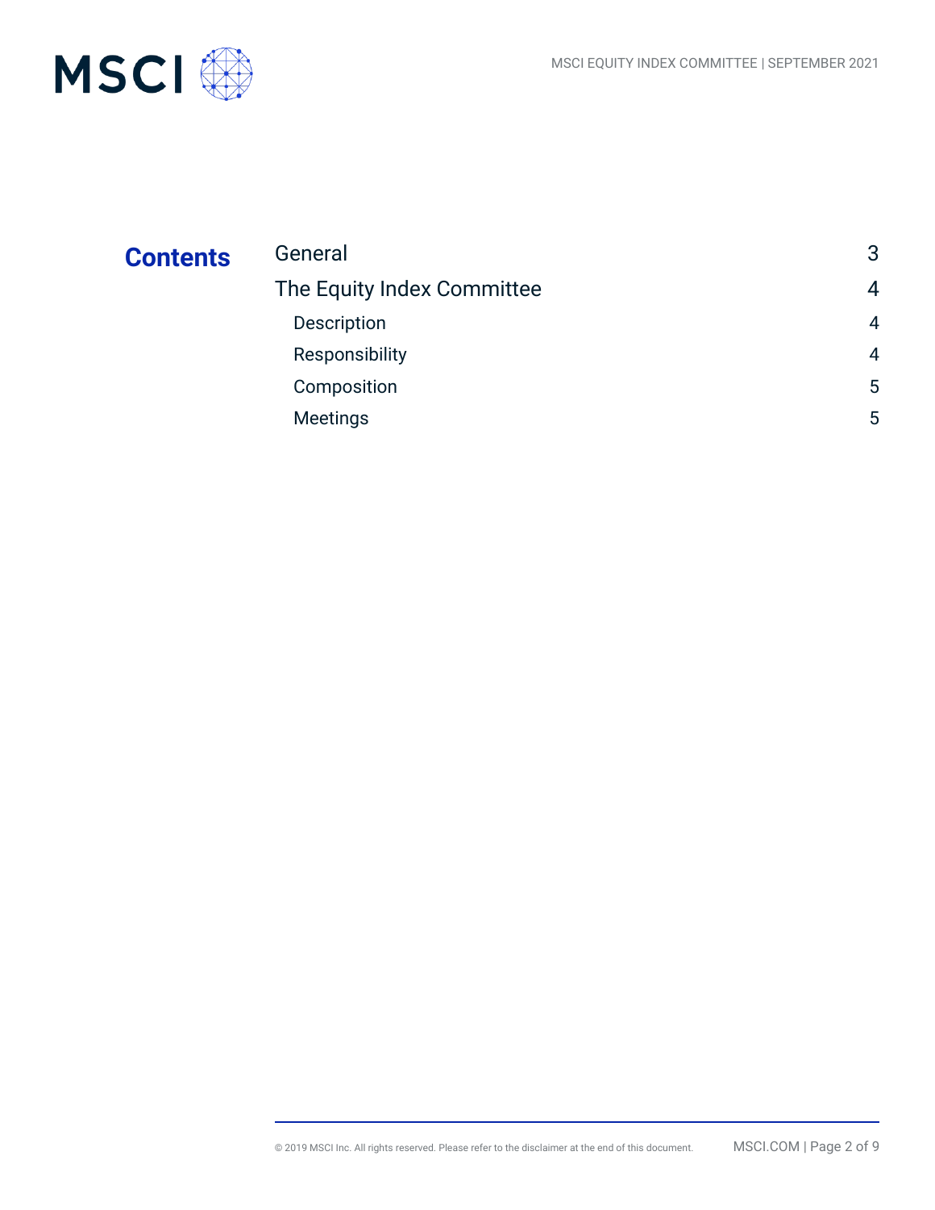## Contents

| | |
|---|---|
| General | 3 |
| The Equity Index Committee | 4 |
| Description | 4 |
| Responsibility | 4 |
| Composition | 5 |
| Meetings | 5 |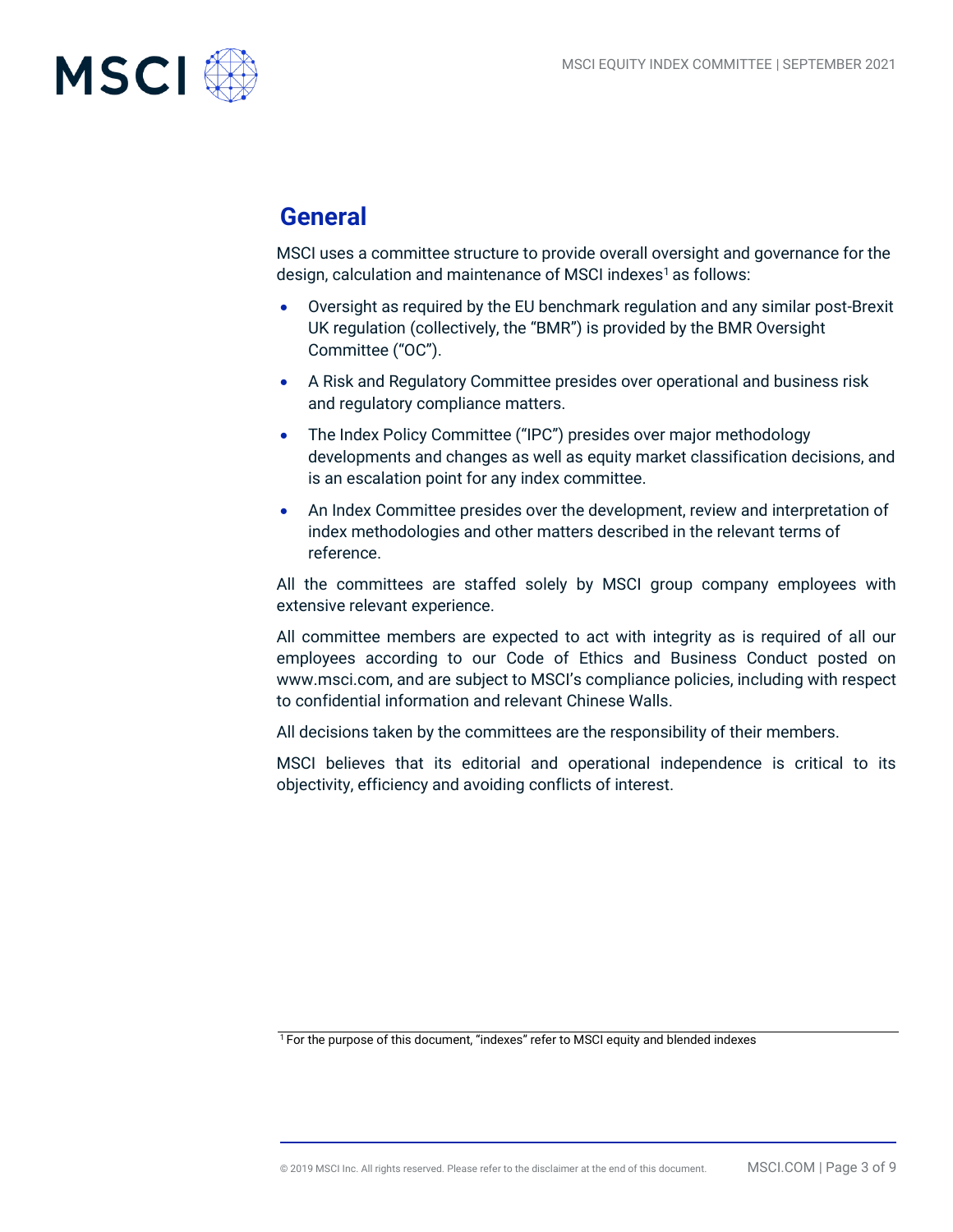## General

MSCI uses a committee structure to provide overall oversight and governance for the design, calculation and maintenance of MSCI indexes[1] as follows:

- Oversight as required by the EU benchmark regulation and any similar post-Brexit UK regulation (collectively, the "BMR") is provided by the BMR Oversight Committee ("OC").
- A Risk and Regulatory Committee presides over operational and business risk and regulatory compliance matters.
- The Index Policy Committee ("IPC") presides over major methodology developments and changes as well as equity market classification decisions, and is an escalation point for any index committee.
- An Index Committee presides over the development, review and interpretation of index methodologies and other matters described in the relevant terms of reference.

All the committees are staffed solely by MSCI group company employees with extensive relevant experience.

All committee members are expected to act with integrity as is required of all our employees according to our Code of Ethics and Business Conduct posted on www.msci.com, and are subject to MSCI's compliance policies, including with respect to confidential information and relevant Chinese Walls.

All decisions taken by the committees are the responsibility of their members.

MSCI believes that its editorial and operational independence is critical to its objectivity, efficiency and avoiding conflicts of interest.

[1] For the purpose of this document, "indexes" refer to MSCI equity and blended indexes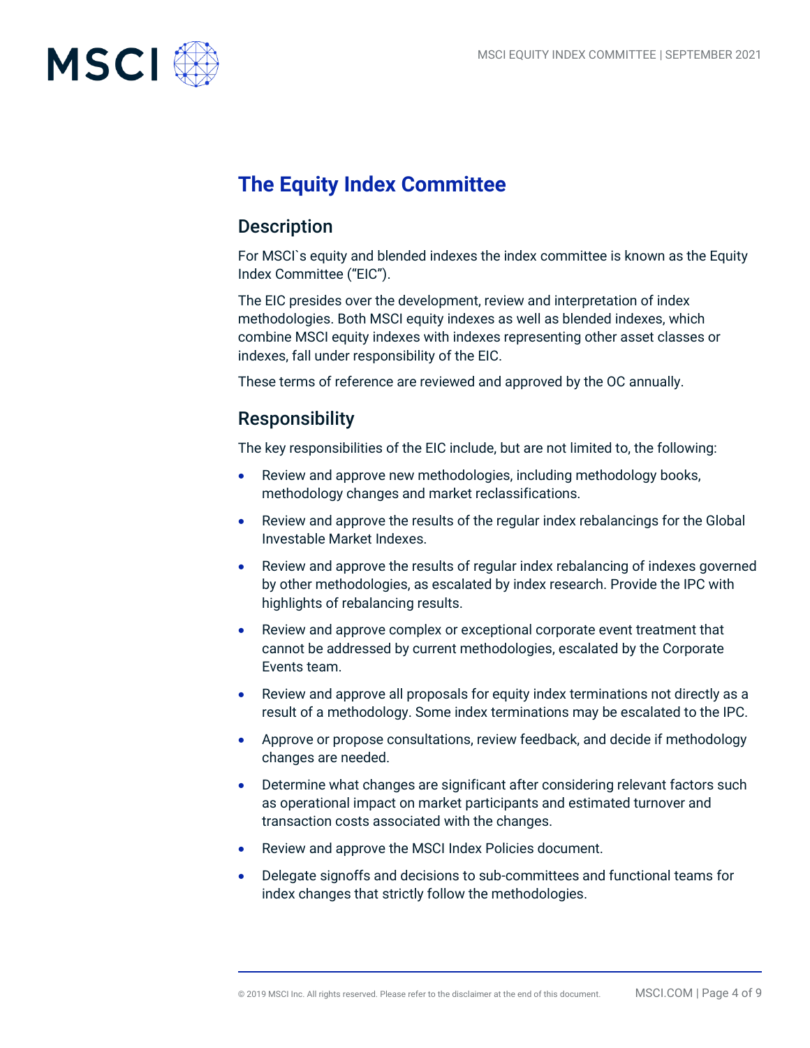# The Equity Index Committee

## Description

For MSCI`s equity and blended indexes the index committee is known as the Equity Index Committee ("EIC").

The EIC presides over the development, review and interpretation of index methodologies. Both MSCI equity indexes as well as blended indexes, which combine MSCI equity indexes with indexes representing other asset classes or indexes, fall under responsibility of the EIC.

These terms of reference are reviewed and approved by the OC annually.

## Responsibility

The key responsibilities of the EIC include, but are not limited to, the following:

- Review and approve new methodologies, including methodology books, methodology changes and market reclassifications.
- Review and approve the results of the regular index rebalancings for the Global Investable Market Indexes.
- Review and approve the results of regular index rebalancing of indexes governed by other methodologies, as escalated by index research. Provide the IPC with highlights of rebalancing results.
- Review and approve complex or exceptional corporate event treatment that cannot be addressed by current methodologies, escalated by the Corporate Events team.
- Review and approve all proposals for equity index terminations not directly as a result of a methodology. Some index terminations may be escalated to the IPC.
- Approve or propose consultations, review feedback, and decide if methodology changes are needed.
- Determine what changes are significant after considering relevant factors such as operational impact on market participants and estimated turnover and transaction costs associated with the changes.
- Review and approve the MSCI Index Policies document.
- Delegate signoffs and decisions to sub-committees and functional teams for index changes that strictly follow the methodologies.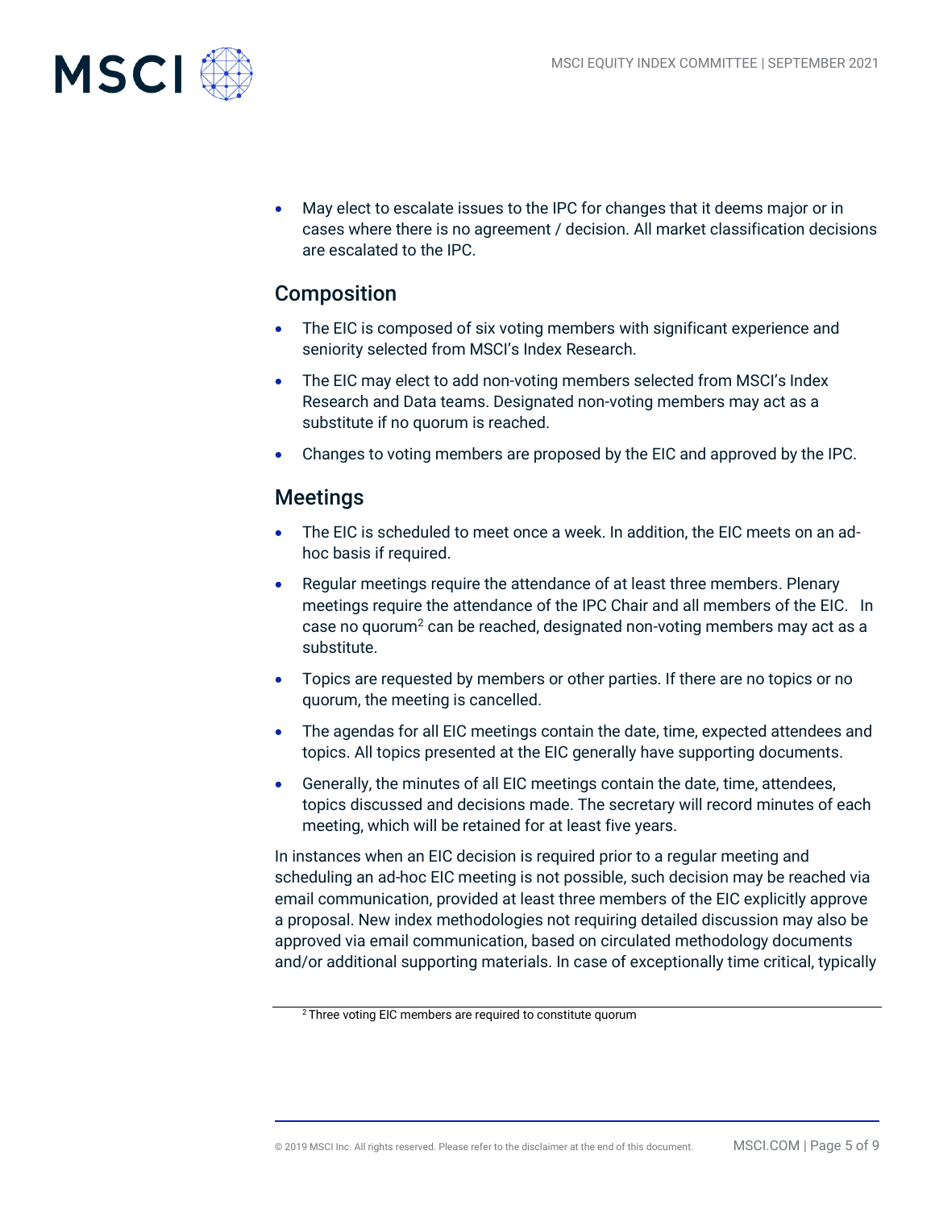- May elect to escalate issues to the IPC for changes that it deems major or in cases where there is no agreement / decision. All market classification decisions are escalated to the IPC.

## Composition

- The EIC is composed of six voting members with significant experience and seniority selected from MSCI's Index Research.
- The EIC may elect to add non-voting members selected from MSCI's Index Research and Data teams. Designated non-voting members may act as a substitute if no quorum is reached.
- Changes to voting members are proposed by the EIC and approved by the IPC.

## Meetings

- The EIC is scheduled to meet once a week. In addition, the EIC meets on an ad-hoc basis if required.
- Regular meetings require the attendance of at least three members. Plenary meetings require the attendance of the IPC Chair and all members of the EIC. In case no quorum[2] can be reached, designated non-voting members may act as a substitute.
- Topics are requested by members or other parties. If there are no topics or no quorum, the meeting is cancelled.
- The agendas for all EIC meetings contain the date, time, expected attendees and topics. All topics presented at the EIC generally have supporting documents.
- Generally, the minutes of all EIC meetings contain the date, time, attendees, topics discussed and decisions made. The secretary will record minutes of each meeting, which will be retained for at least five years.

In instances when an EIC decision is required prior to a regular meeting and scheduling an ad-hoc EIC meeting is not possible, such decision may be reached via email communication, provided at least three members of the EIC explicitly approve a proposal. New index methodologies not requiring detailed discussion may also be approved via email communication, based on circulated methodology documents and/or additional supporting materials. In case of exceptionally time critical, typically

[2] Three voting EIC members are required to constitute quorum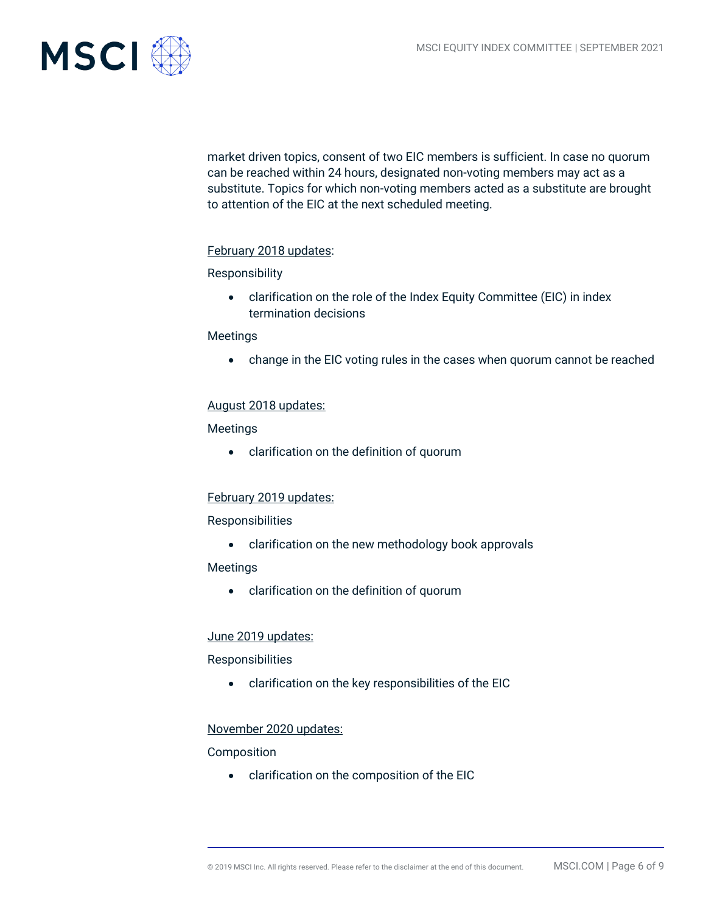market driven topics, consent of two EIC members is sufficient. In case no quorum can be reached within 24 hours, designated non-voting members may act as a substitute. Topics for which non-voting members acted as a substitute are brought to attention of the EIC at the next scheduled meeting.

<u>February 2018 updates</u>:

Responsibility

- clarification on the role of the Index Equity Committee (EIC) in index termination decisions

Meetings

- change in the EIC voting rules in the cases when quorum cannot be reached

<u>August 2018 updates:</u>

Meetings

- clarification on the definition of quorum

<u>February 2019 updates:</u>

Responsibilities

- clarification on the new methodology book approvals

Meetings

- clarification on the definition of quorum

<u>June 2019 updates:</u>

Responsibilities

- clarification on the key responsibilities of the EIC

<u>November 2020 updates:</u>

Composition

- clarification on the composition of the EIC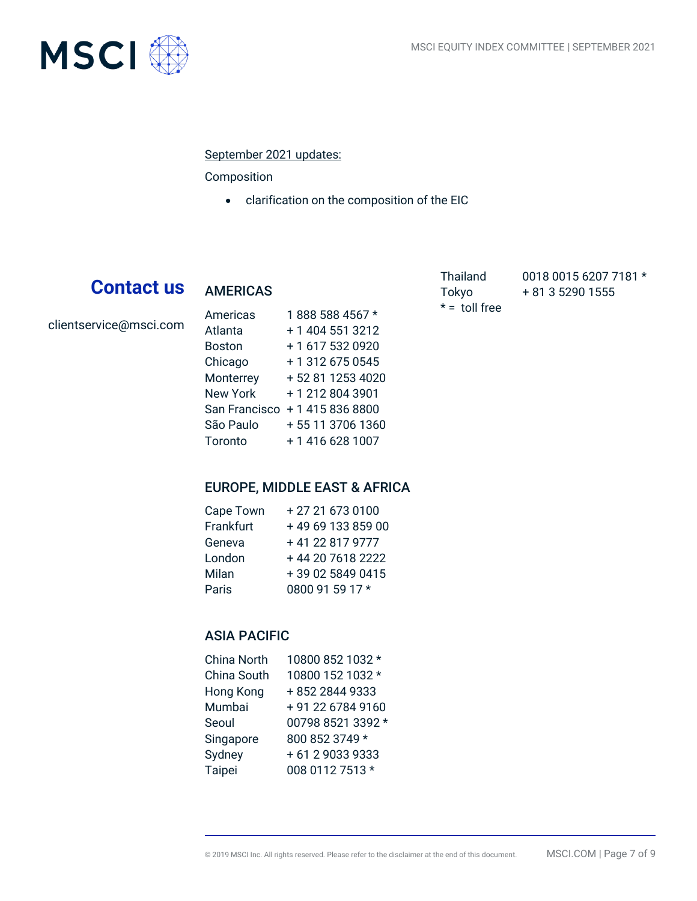September 2021 updates:

Composition

- clarification on the composition of the EIC

## Contact us

clientservice@msci.com

### AMERICAS

| | |
|---|---|
| Americas | 1 888 588 4567 * |
| Atlanta | + 1 404 551 3212 |
| Boston | + 1 617 532 0920 |
| Chicago | + 1 312 675 0545 |
| Monterrey | + 52 81 1253 4020 |
| New York | + 1 212 804 3901 |
| San Francisco | + 1 415 836 8800 |
| São Paulo | + 55 11 3706 1360 |
| Toronto | + 1 416 628 1007 |

### EUROPE, MIDDLE EAST & AFRICA

| | |
|---|---|
| Cape Town | + 27 21 673 0100 |
| Frankfurt | + 49 69 133 859 00 |
| Geneva | + 41 22 817 9777 |
| London | + 44 20 7618 2222 |
| Milan | + 39 02 5849 0415 |
| Paris | 0800 91 59 17 * |

### ASIA PACIFIC

| | |
|---|---|
| China North | 10800 852 1032 * |
| China South | 10800 152 1032 * |
| Hong Kong | + 852 2844 9333 |
| Mumbai | + 91 22 6784 9160 |
| Seoul | 00798 8521 3392 * |
| Singapore | 800 852 3749 * |
| Sydney | + 61 2 9033 9333 |
| Taipei | 008 0112 7513 * |
| Thailand | 0018 0015 6207 7181 * |
| Tokyo | + 81 3 5290 1555 |

* = toll free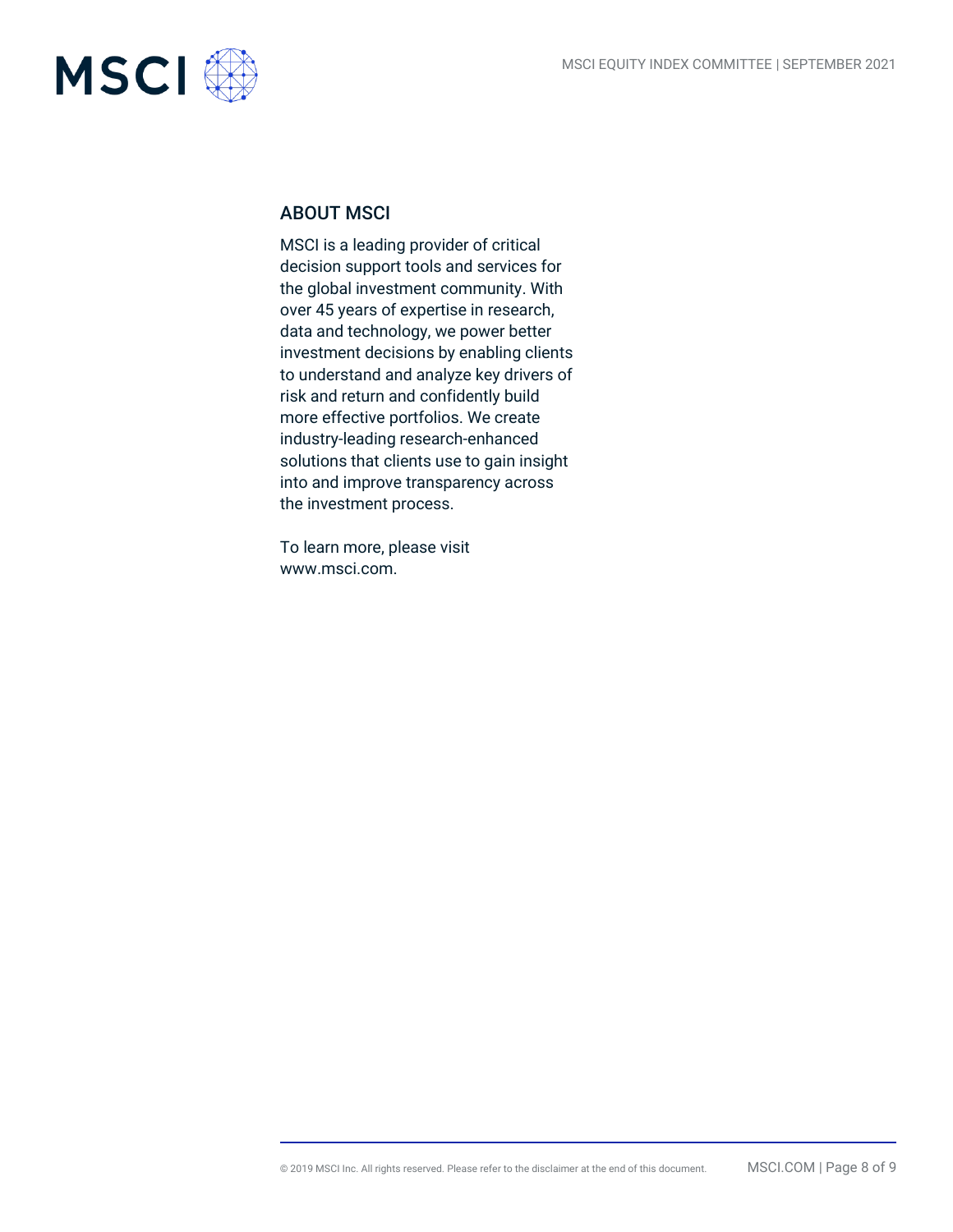## ABOUT MSCI

MSCI is a leading provider of critical decision support tools and services for the global investment community. With over 45 years of expertise in research, data and technology, we power better investment decisions by enabling clients to understand and analyze key drivers of risk and return and confidently build more effective portfolios. We create industry-leading research-enhanced solutions that clients use to gain insight into and improve transparency across the investment process.

To learn more, please visit www.msci.com.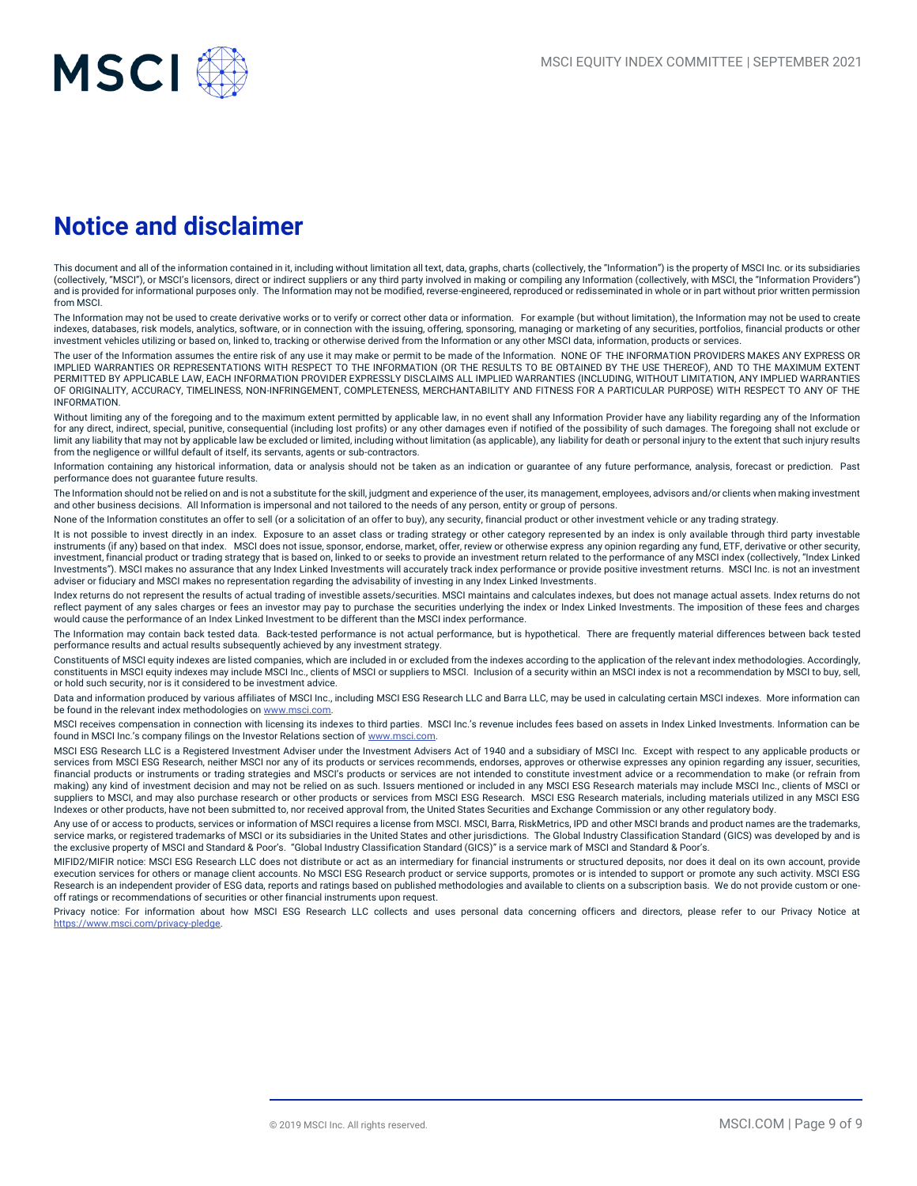# Notice and disclaimer

This document and all of the information contained in it, including without limitation all text, data, graphs, charts (collectively, the "Information") is the property of MSCI Inc. or its subsidiaries (collectively, "MSCI"), or MSCI's licensors, direct or indirect suppliers or any third party involved in making or compiling any Information (collectively, with MSCI, the "Information Providers") and is provided for informational purposes only. The Information may not be modified, reverse-engineered, reproduced or redisseminated in whole or in part without prior written permission from MSCI.

The Information may not be used to create derivative works or to verify or correct other data or information. For example (but without limitation), the Information may not be used to create indexes, databases, risk models, analytics, software, or in connection with the issuing, offering, sponsoring, managing or marketing of any securities, portfolios, financial products or other investment vehicles utilizing or based on, linked to, tracking or otherwise derived from the Information or any other MSCI data, information, products or services.

The user of the Information assumes the entire risk of any use it may make or permit to be made of the Information. NONE OF THE INFORMATION PROVIDERS MAKES ANY EXPRESS OR IMPLIED WARRANTIES OR REPRESENTATIONS WITH RESPECT TO THE INFORMATION (OR THE RESULTS TO BE OBTAINED BY THE USE THEREOF), AND TO THE MAXIMUM EXTENT PERMITTED BY APPLICABLE LAW, EACH INFORMATION PROVIDER EXPRESSLY DISCLAIMS ALL IMPLIED WARRANTIES (INCLUDING, WITHOUT LIMITATION, ANY IMPLIED WARRANTIES OF ORIGINALITY, ACCURACY, TIMELINESS, NON-INFRINGEMENT, COMPLETENESS, MERCHANTABILITY AND FITNESS FOR A PARTICULAR PURPOSE) WITH RESPECT TO ANY OF THE INFORMATION.

Without limiting any of the foregoing and to the maximum extent permitted by applicable law, in no event shall any Information Provider have any liability regarding any of the Information for any direct, indirect, special, punitive, consequential (including lost profits) or any other damages even if notified of the possibility of such damages. The foregoing shall not exclude or limit any liability that may not by applicable law be excluded or limited, including without limitation (as applicable), any liability for death or personal injury to the extent that such injury results from the negligence or willful default of itself, its servants, agents or sub-contractors.

Information containing any historical information, data or analysis should not be taken as an indication or guarantee of any future performance, analysis, forecast or prediction. Past performance does not guarantee future results.

The Information should not be relied on and is not a substitute for the skill, judgment and experience of the user, its management, employees, advisors and/or clients when making investment and other business decisions. All Information is impersonal and not tailored to the needs of any person, entity or group of persons.

None of the Information constitutes an offer to sell (or a solicitation of an offer to buy), any security, financial product or other investment vehicle or any trading strategy.

It is not possible to invest directly in an index. Exposure to an asset class or trading strategy or other category represented by an index is only available through third party investable instruments (if any) based on that index. MSCI does not issue, sponsor, endorse, market, offer, review or otherwise express any opinion regarding any fund, ETF, derivative or other security, investment, financial product or trading strategy that is based on, linked to or seeks to provide an investment return related to the performance of any MSCI index (collectively, "Index Linked Investments"). MSCI makes no assurance that any Index Linked Investments will accurately track index performance or provide positive investment returns. MSCI Inc. is not an investment adviser or fiduciary and MSCI makes no representation regarding the advisability of investing in any Index Linked Investments.

Index returns do not represent the results of actual trading of investible assets/securities. MSCI maintains and calculates indexes, but does not manage actual assets. Index returns do not reflect payment of any sales charges or fees an investor may pay to purchase the securities underlying the index or Index Linked Investments. The imposition of these fees and charges would cause the performance of an Index Linked Investment to be different than the MSCI index performance.

The Information may contain back tested data. Back-tested performance is not actual performance, but is hypothetical. There are frequently material differences between back tested performance results and actual results subsequently achieved by any investment strategy.

Constituents of MSCI equity indexes are listed companies, which are included in or excluded from the indexes according to the application of the relevant index methodologies. Accordingly, constituents in MSCI equity indexes may include MSCI Inc., clients of MSCI or suppliers to MSCI. Inclusion of a security within an MSCI index is not a recommendation by MSCI to buy, sell, or hold such security, nor is it considered to be investment advice.

Data and information produced by various affiliates of MSCI Inc., including MSCI ESG Research LLC and Barra LLC, may be used in calculating certain MSCI indexes. More information can be found in the relevant index methodologies on www.msci.com.

MSCI receives compensation in connection with licensing its indexes to third parties. MSCI Inc.'s revenue includes fees based on assets in Index Linked Investments. Information can be found in MSCI Inc.'s company filings on the Investor Relations section of www.msci.com.

MSCI ESG Research LLC is a Registered Investment Adviser under the Investment Advisers Act of 1940 and a subsidiary of MSCI Inc. Except with respect to any applicable products or services from MSCI ESG Research, neither MSCI nor any of its products or services recommends, endorses, approves or otherwise expresses any opinion regarding any issuer, securities, financial products or instruments or trading strategies and MSCI's products or services are not intended to constitute investment advice or a recommendation to make (or refrain from making) any kind of investment decision and may not be relied on as such. Issuers mentioned or included in any MSCI ESG Research materials may include MSCI Inc., clients of MSCI or suppliers to MSCI, and may also purchase research or other products or services from MSCI ESG Research. MSCI ESG Research materials, including materials utilized in any MSCI ESG Indexes or other products, have not been submitted to, nor received approval from, the United States Securities and Exchange Commission or any other regulatory body.

Any use of or access to products, services or information of MSCI requires a license from MSCI. MSCI, Barra, RiskMetrics, IPD and other MSCI brands and product names are the trademarks, service marks, or registered trademarks of MSCI or its subsidiaries in the United States and other jurisdictions. The Global Industry Classification Standard (GICS) was developed by and is the exclusive property of MSCI and Standard & Poor's. "Global Industry Classification Standard (GICS)" is a service mark of MSCI and Standard & Poor's.

MIFID2/MIFIR notice: MSCI ESG Research LLC does not distribute or act as an intermediary for financial instruments or structured deposits, nor does it deal on its own account, provide execution services for others or manage client accounts. No MSCI ESG Research product or service supports, promotes or is intended to support or promote any such activity. MSCI ESG Research is an independent provider of ESG data, reports and ratings based on published methodologies and available to clients on a subscription basis. We do not provide custom or one-off ratings or recommendations of securities or other financial instruments upon request.

Privacy notice: For information about how MSCI ESG Research LLC collects and uses personal data concerning officers and directors, please refer to our Privacy Notice at https://www.msci.com/privacy-pledge.

© 2019 MSCI Inc. All rights reserved.